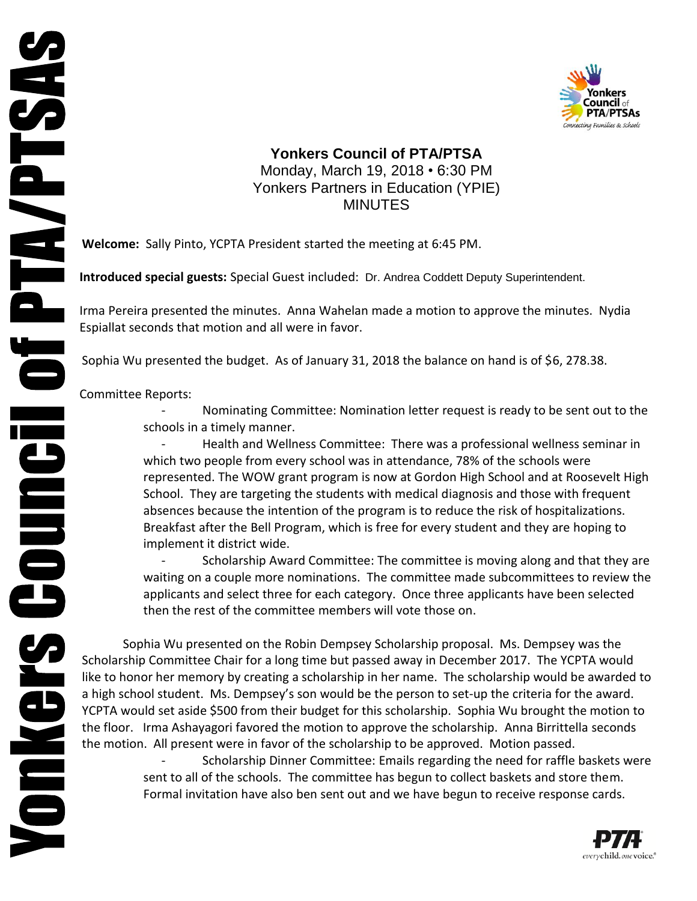# Yonkers Council of PTA/PTSA

Monday, March 19, 2018 • 6:30 PM
Yonkers Partners in Education (YPIE)
MINUTES

**Welcome:** Sally Pinto, YCPTA President started the meeting at 6:45 PM.

**Introduced special guests:** Special Guest included: Dr. Andrea Coddett Deputy Superintendent.

Irma Pereira presented the minutes. Anna Wahelan made a motion to approve the minutes. Nydia Espiallat seconds that motion and all were in favor.

Sophia Wu presented the budget. As of January 31, 2018 the balance on hand is of $6, 278.38.

Committee Reports:

- Nominating Committee: Nomination letter request is ready to be sent out to the schools in a timely manner.
- Health and Wellness Committee: There was a professional wellness seminar in which two people from every school was in attendance, 78% of the schools were represented. The WOW grant program is now at Gordon High School and at Roosevelt High School. They are targeting the students with medical diagnosis and those with frequent absences because the intention of the program is to reduce the risk of hospitalizations. Breakfast after the Bell Program, which is free for every student and they are hoping to implement it district wide.
- Scholarship Award Committee: The committee is moving along and that they are waiting on a couple more nominations. The committee made subcommittees to review the applicants and select three for each category. Once three applicants have been selected then the rest of the committee members will vote those on.

Sophia Wu presented on the Robin Dempsey Scholarship proposal. Ms. Dempsey was the Scholarship Committee Chair for a long time but passed away in December 2017. The YCPTA would like to honor her memory by creating a scholarship in her name. The scholarship would be awarded to a high school student. Ms. Dempsey's son would be the person to set-up the criteria for the award. YCPTA would set aside $500 from their budget for this scholarship. Sophia Wu brought the motion to the floor. Irma Ashayagori favored the motion to approve the scholarship. Anna Birrittella seconds the motion. All present were in favor of the scholarship to be approved. Motion passed.

- Scholarship Dinner Committee: Emails regarding the need for raffle baskets were sent to all of the schools. The committee has begun to collect baskets and store them. Formal invitation have also ben sent out and we have begun to receive response cards.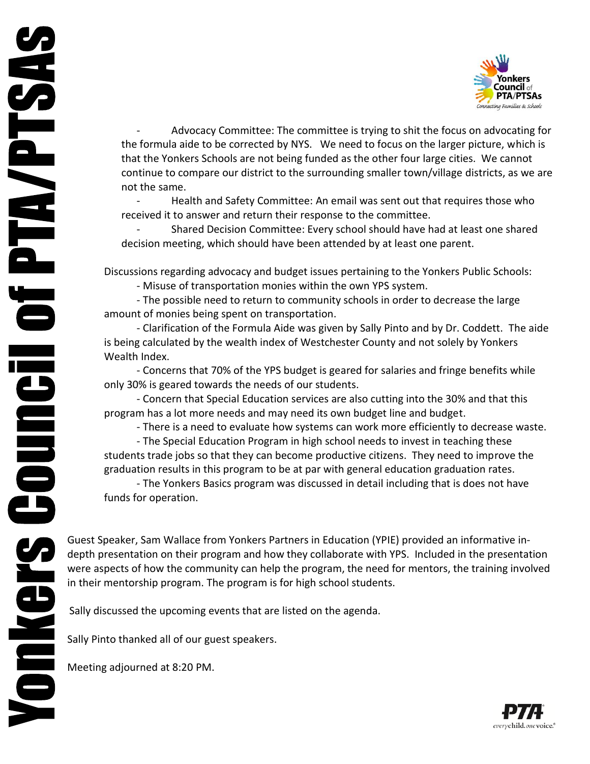- Advocacy Committee: The committee is trying to shit the focus on advocating for the formula aide to be corrected by NYS. We need to focus on the larger picture, which is that the Yonkers Schools are not being funded as the other four large cities. We cannot continue to compare our district to the surrounding smaller town/village districts, as we are not the same.
- Health and Safety Committee: An email was sent out that requires those who received it to answer and return their response to the committee.
- Shared Decision Committee: Every school should have had at least one shared decision meeting, which should have been attended by at least one parent.

Discussions regarding advocacy and budget issues pertaining to the Yonkers Public Schools:

- Misuse of transportation monies within the own YPS system.
- The possible need to return to community schools in order to decrease the large amount of monies being spent on transportation.
- Clarification of the Formula Aide was given by Sally Pinto and by Dr. Coddett. The aide is being calculated by the wealth index of Westchester County and not solely by Yonkers Wealth Index.
- Concerns that 70% of the YPS budget is geared for salaries and fringe benefits while only 30% is geared towards the needs of our students.
- Concern that Special Education services are also cutting into the 30% and that this program has a lot more needs and may need its own budget line and budget.
- There is a need to evaluate how systems can work more efficiently to decrease waste.
- The Special Education Program in high school needs to invest in teaching these students trade jobs so that they can become productive citizens. They need to improve the graduation results in this program to be at par with general education graduation rates.
- The Yonkers Basics program was discussed in detail including that is does not have funds for operation.

Guest Speaker, Sam Wallace from Yonkers Partners in Education (YPIE) provided an informative in-depth presentation on their program and how they collaborate with YPS. Included in the presentation were aspects of how the community can help the program, the need for mentors, the training involved in their mentorship program. The program is for high school students.

Sally discussed the upcoming events that are listed on the agenda.

Sally Pinto thanked all of our guest speakers.

Meeting adjourned at 8:20 PM.